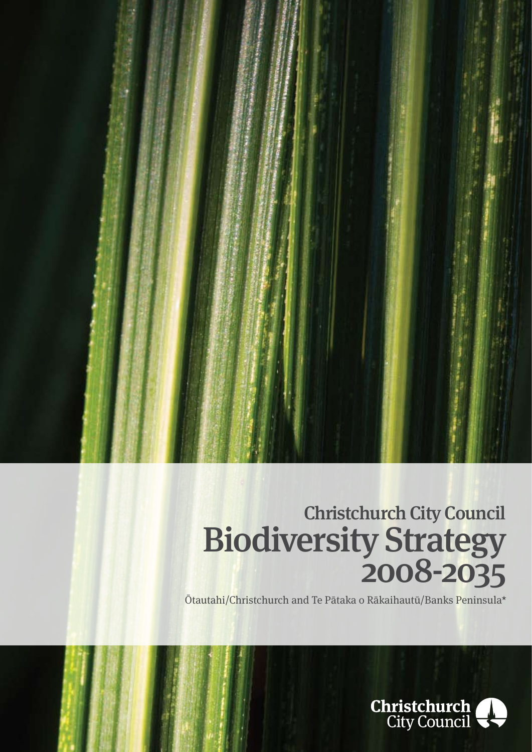## Christchurch City Council

# Biodiversity Strategy 2008-2035

Ōtautahi/Christchurch and Te Pātaka o Rākaihautū/Banks Peninsula*

Christchurch City Council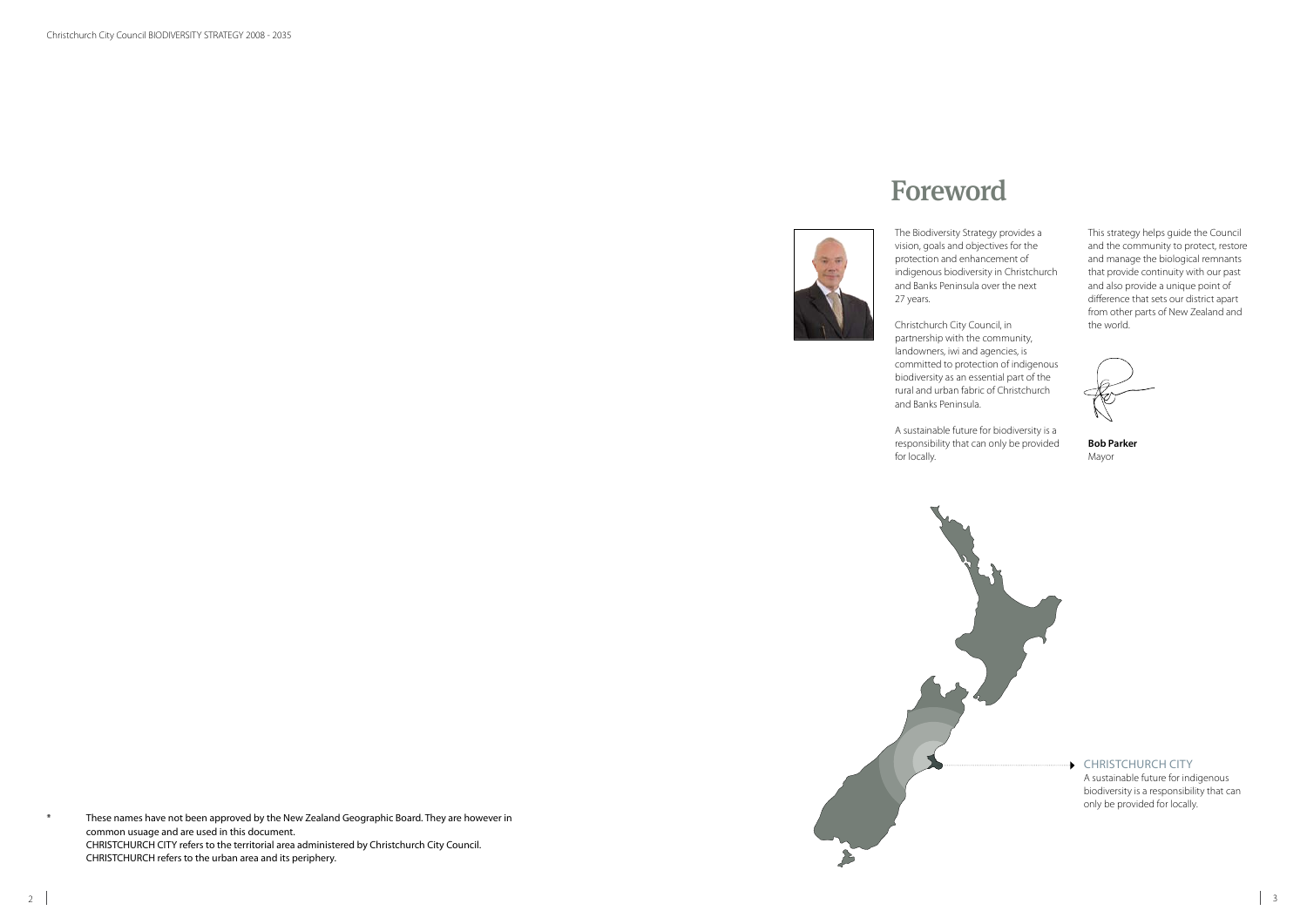# Foreword

The Biodiversity Strategy provides a vision, goals and objectives for the protection and enhancement of indigenous biodiversity in Christchurch and Banks Peninsula over the next 27 years.

Christchurch City Council, in partnership with the community, landowners, iwi and agencies, is committed to protection of indigenous biodiversity as an essential part of the rural and urban fabric of Christchurch and Banks Peninsula.

A sustainable future for biodiversity is a responsibility that can only be provided for locally.

This strategy helps guide the Council and the community to protect, restore and manage the biological remnants that provide continuity with our past and also provide a unique point of difference that sets our district apart from other parts of New Zealand and the world.

**Bob Parker**
Mayor

CHRISTCHURCH CITY
A sustainable future for indigenous biodiversity is a responsibility that can only be provided for locally.

* These names have not been approved by the New Zealand Geographic Board. They are however in common usuage and are used in this document.
CHRISTCHURCH CITY refers to the territorial area administered by Christchurch City Council.
CHRISTCHURCH refers to the urban area and its periphery.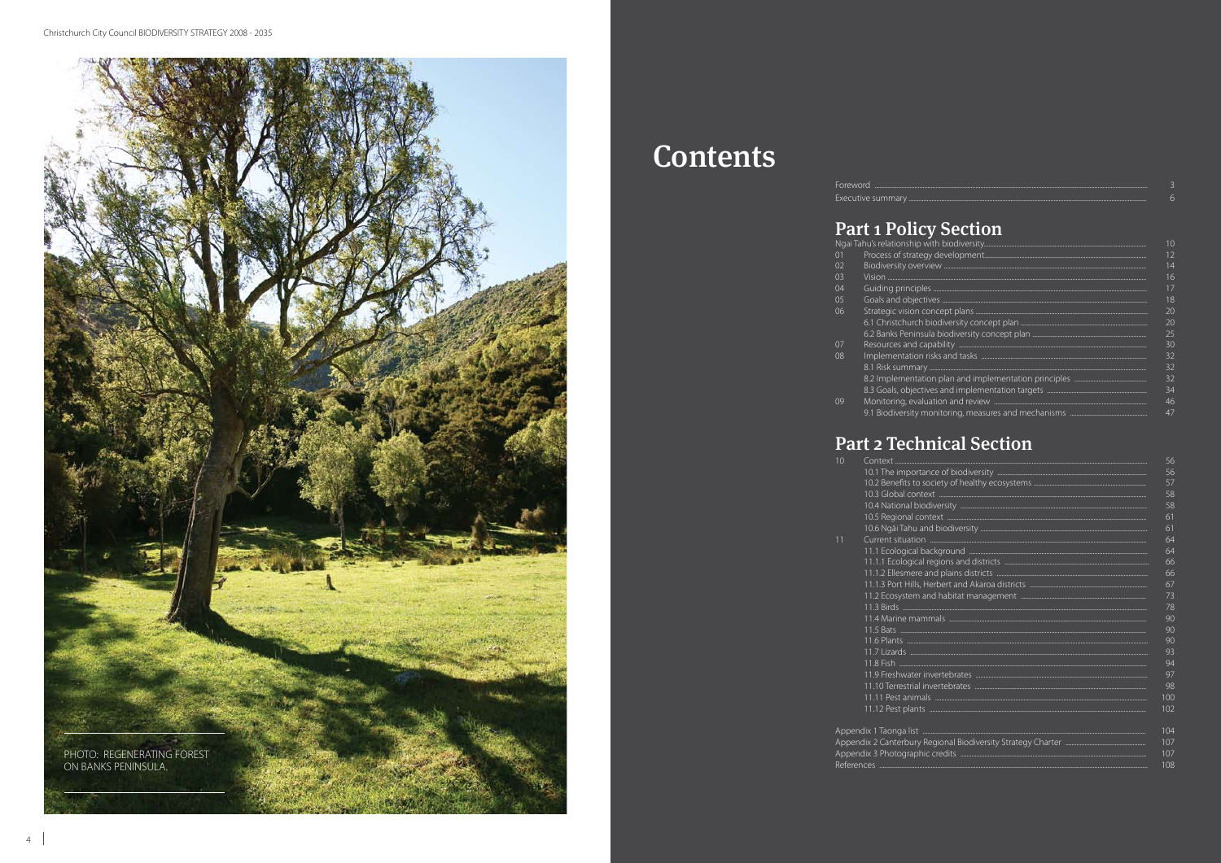PHOTO: REGENERATING FOREST ON BANKS PENINSULA.

# Contents

| | | |
|---|---|---|
| Foreword | | 3 |
| Executive summary | | 6 |

## Part 1 Policy Section

| | | |
|---|---|---|
| | Ngai Tahu's relationship with biodiversity | 10 |
| 01 | Process of strategy development | 12 |
| 02 | Biodiversity overview | 14 |
| 03 | Vision | 16 |
| 04 | Guiding principles | 17 |
| 05 | Goals and objectives | 18 |
| 06 | Strategic vision concept plans | 20 |
| | 6.1 Christchurch biodiversity concept plan | 20 |
| | 6.2 Banks Peninsula biodiversity concept plan | 25 |
| 07 | Resources and capability | 30 |
| 08 | Implementation risks and tasks | 32 |
| | 8.1 Risk summary | 32 |
| | 8.2 Implementation plan and implementation principles | 32 |
| | 8.3 Goals, objectives and implementation targets | 34 |
| 09 | Monitoring, evaluation and review | 46 |
| | 9.1 Biodiversity monitoring, measures and mechanisms | 47 |

## Part 2 Technical Section

| | | |
|---|---|---|
| 10 | Context | 56 |
| | 10.1 The importance of biodiversity | 56 |
| | 10.2 Benefits to society of healthy ecosystems | 57 |
| | 10.3 Global context | 58 |
| | 10.4 National biodiversity | 58 |
| | 10.5 Regional context | 61 |
| | 10.6 Ngāi Tahu and biodiversity | 61 |
| 11 | Current situation | 64 |
| | 11.1 Ecological background | 64 |
| | 11.1.1 Ecological regions and districts | 66 |
| | 11.1.2 Ellesmere and plains districts | 66 |
| | 11.1.3 Port Hills, Herbert and Akaroa districts | 67 |
| | 11.2 Ecosystem and habitat management | 73 |
| | 11.3 Birds | 78 |
| | 11.4 Marine mammals | 90 |
| | 11.5 Bats | 90 |
| | 11.6 Plants | 90 |
| | 11.7 Lizards | 93 |
| | 11.8 Fish | 94 |
| | 11.9 Freshwater invertebrates | 97 |
| | 11.10 Terrestrial invertebrates | 98 |
| | 11.11 Pest animals | 100 |
| | 11.12 Pest plants | 102 |

| | |
|---|---|
| Appendix 1 Taonga list | 104 |
| Appendix 2 Canterbury Regional Biodiversity Strategy Charter | 107 |
| Appendix 3 Photographic credits | 107 |
| References | 108 |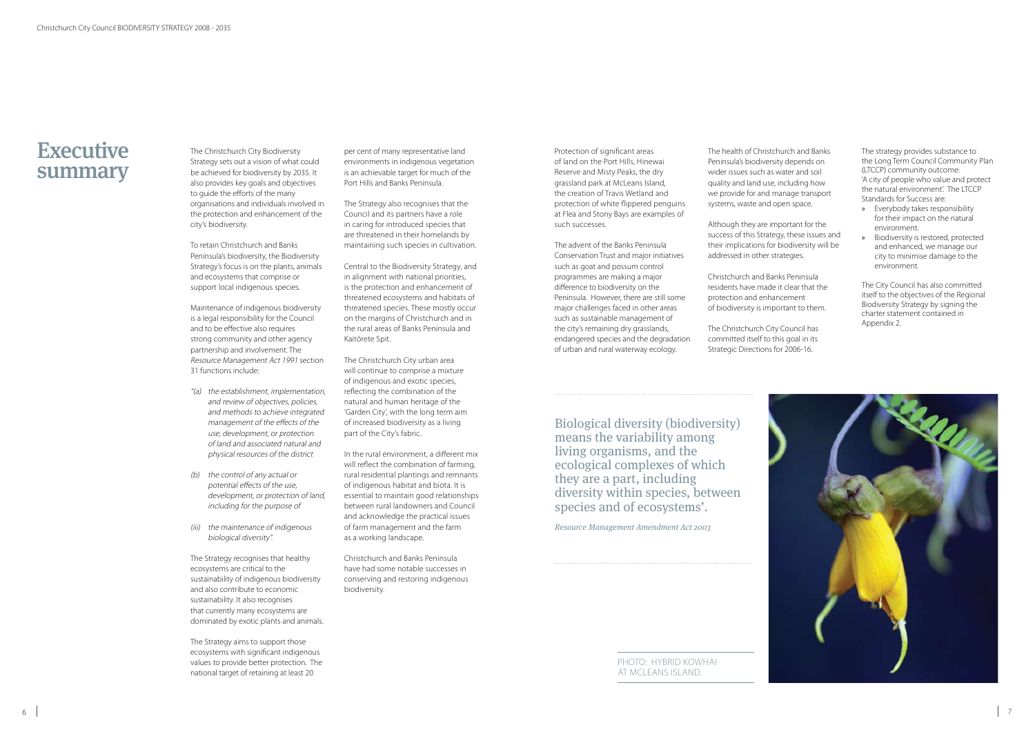# Executive summary

The Christchurch City Biodiversity Strategy sets out a vision of what could be achieved for biodiversity by 2035. It also provides key goals and objectives to guide the efforts of the many organisations and individuals involved in the protection and enhancement of the city's biodiversity.

To retain Christchurch and Banks Peninsula's biodiversity, the Biodiversity Strategy's focus is on the plants, animals and ecosystems that comprise or support local indigenous species.

Maintenance of indigenous biodiversity is a legal responsibility for the Council and to be effective also requires strong community and other agency partnership and involvement. The *Resource Management Act 1991* section 31 functions include:

*"(a) the establishment, implementation, and review of objectives, policies, and methods to achieve integrated management of the effects of the use, development, or protection of land and associated natural and physical resources of the district*

*(b) the control of any actual or potential effects of the use, development, or protection of land, including for the purpose of*

*(iii) the maintenance of indigenous biological diversity".*

The Strategy recognises that healthy ecosystems are critical to the sustainability of indigenous biodiversity and also contribute to economic sustainability. It also recognises that currently many ecosystems are dominated by exotic plants and animals.

The Strategy aims to support those ecosystems with significant indigenous values to provide better protection. The national target of retaining at least 20 per cent of many representative land environments in indigenous vegetation is an achievable target for much of the Port Hills and Banks Peninsula.

The Strategy also recognises that the Council and its partners have a role in caring for introduced species that are threatened in their homelands by maintaining such species in cultivation.

Central to the Biodiversity Strategy, and in alignment with national priorities, is the protection and enhancement of threatened ecosystems and habitats of threatened species. These mostly occur on the margins of Christchurch and in the rural areas of Banks Peninsula and Kaitōrete Spit.

The Christchurch City urban area will continue to comprise a mixture of indigenous and exotic species, reflecting the combination of the natural and human heritage of the 'Garden City', with the long term aim of increased biodiversity as a living part of the City's fabric.

In the rural environment, a different mix will reflect the combination of farming, rural residential plantings and remnants of indigenous habitat and biota. It is essential to maintain good relationships between rural landowners and Council and acknowledge the practical issues of farm management and the farm as a working landscape.

Christchurch and Banks Peninsula have had some notable successes in conserving and restoring indigenous biodiversity.

Protection of significant areas of land on the Port Hills, Hinewai Reserve and Misty Peaks, the dry grassland park at McLeans Island, the creation of Travis Wetland and protection of white flippered penguins at Flea and Stony Bays are examples of such successes.

The advent of the Banks Peninsula Conservation Trust and major initiatives such as goat and possum control programmes are making a major difference to biodiversity on the Peninsula. However, there are still some major challenges faced in other areas such as sustainable management of the city's remaining dry grasslands, endangered species and the degradation of urban and rural waterway ecology.

The health of Christchurch and Banks Peninsula's biodiversity depends on wider issues such as water and soil quality and land use, including how we provide for and manage transport systems, waste and open space.

Although they are important for the success of this Strategy, these issues and their implications for biodiversity will be addressed in other strategies.

Christchurch and Banks Peninsula residents have made it clear that the protection and enhancement of biodiversity is important to them.

The Christchurch City Council has committed itself to this goal in its Strategic Directions for 2006-16.

The strategy provides substance to the Long Term Council Community Plan (LTCCP) community outcome: 'A city of people who value and protect the natural environment'. The LTCCP Standards for Success are:

- Everybody takes responsibility for their impact on the natural environment.
- Biodiversity is restored, protected and enhanced, we manage our city to minimise damage to the environment.

The City Council has also committed itself to the objectives of the Regional Biodiversity Strategy by signing the charter statement contained in Appendix 2.

---

Biological diversity (biodiversity) means the variability among living organisms, and the ecological complexes of which they are a part, including diversity within species, between species and of ecosystems'.

*Resource Management Amendment Act 2003*

---

PHOTO: HYBRID KOWHAI AT MCLEANS ISLAND.